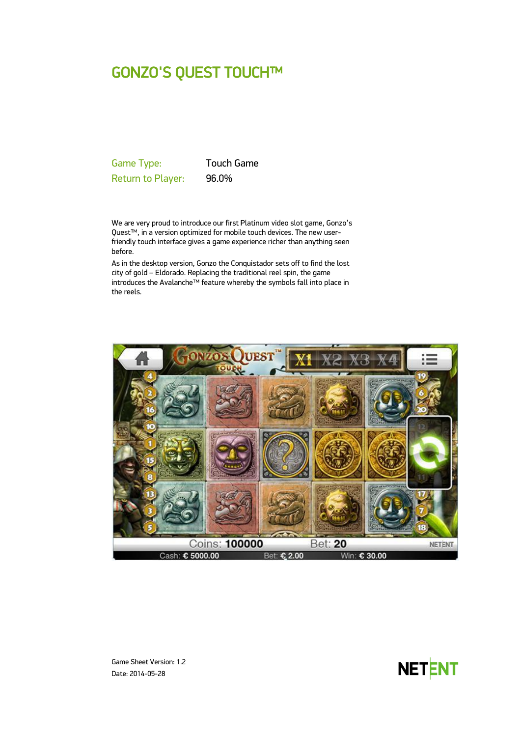# GONZO'S QUEST TOUCH™

| | |
|---|---|
| Game Type: | Touch Game |
| Return to Player: | 96.0% |

We are very proud to introduce our first Platinum video slot game, Gonzo's Quest™, in a version optimized for mobile touch devices. The new user-friendly touch interface gives a game experience richer than anything seen before.

As in the desktop version, Gonzo the Conquistador sets off to find the lost city of gold – Eldorado. Replacing the traditional reel spin, the game introduces the Avalanche™ feature whereby the symbols fall into place in the reels.

Game Sheet Version: 1.2
Date: 2014-05-28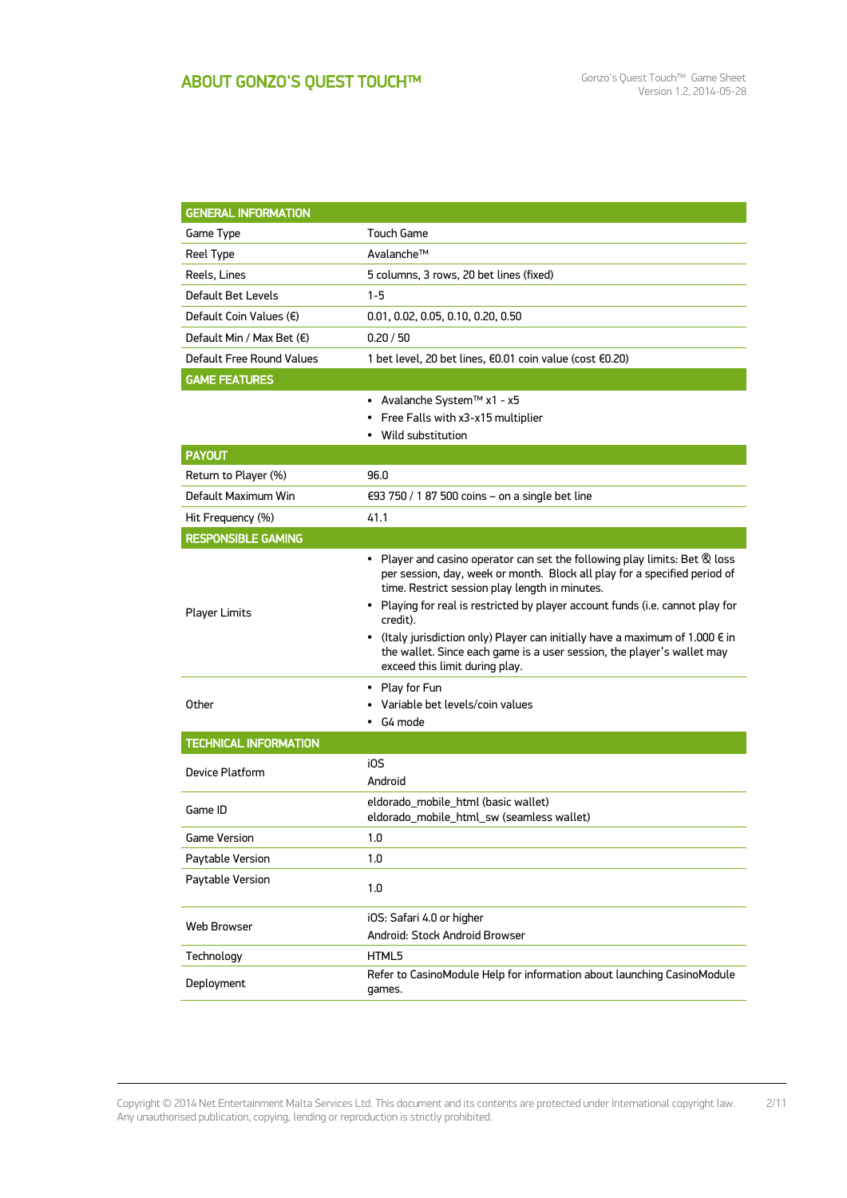# ABOUT GONZO'S QUEST TOUCH™

| GENERAL INFORMATION | |
|---|---|
| Game Type | Touch Game |
| Reel Type | Avalanche™ |
| Reels, Lines | 5 columns, 3 rows, 20 bet lines (fixed) |
| Default Bet Levels | 1-5 |
| Default Coin Values (€) | 0.01, 0.02, 0.05, 0.10, 0.20, 0.50 |
| Default Min / Max Bet (€) | 0.20 / 50 |
| Default Free Round Values | 1 bet level, 20 bet lines, €0.01 coin value (cost €0.20) |
| **GAME FEATURES** | |
| | • Avalanche System™ x1 - x5<br>• Free Falls with x3-x15 multiplier<br>• Wild substitution |
| **PAYOUT** | |
| Return to Player (%) | 96.0 |
| Default Maximum Win | €93 750 / 1 87 500 coins – on a single bet line |
| Hit Frequency (%) | 41.1 |
| **RESPONSIBLE GAMING** | |
| Player Limits | • Player and casino operator can set the following play limits: Bet ® loss per session, day, week or month. Block all play for a specified period of time. Restrict session play length in minutes.<br>• Playing for real is restricted by player account funds (i.e. cannot play for credit).<br>• (Italy jurisdiction only) Player can initially have a maximum of 1.000 € in the wallet. Since each game is a user session, the player's wallet may exceed this limit during play. |
| Other | • Play for Fun<br>• Variable bet levels/coin values<br>• G4 mode |
| **TECHNICAL INFORMATION** | |
| Device Platform | iOS<br>Android |
| Game ID | eldorado_mobile_html (basic wallet)<br>eldorado_mobile_html_sw (seamless wallet) |
| Game Version | 1.0 |
| Paytable Version | 1.0 |
| Paytable Version | 1.0 |
| Web Browser | iOS: Safari 4.0 or higher<br>Android: Stock Android Browser |
| Technology | HTML5 |
| Deployment | Refer to CasinoModule Help for information about launching CasinoModule games. |

Copyright © 2014 Net Entertainment Malta Services Ltd. This document and its contents are protected under International copyright law. Any unauthorised publication, copying, lending or reproduction is strictly prohibited.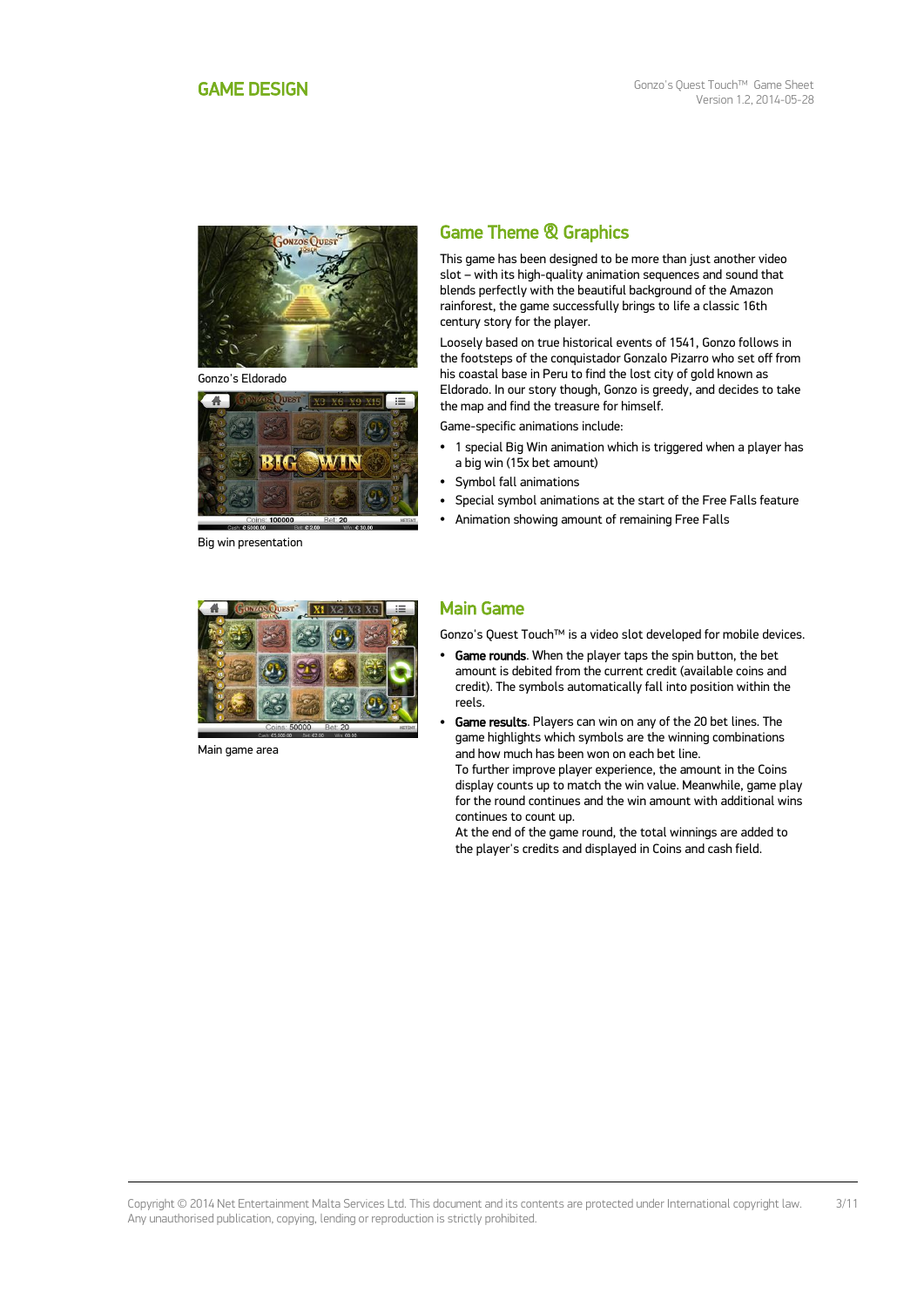## GAME DESIGN

Gonzo's Eldorado

Big win presentation

## Game Theme & Graphics

This game has been designed to be more than just another video slot – with its high-quality animation sequences and sound that blends perfectly with the beautiful background of the Amazon rainforest, the game successfully brings to life a classic 16th century story for the player.

Loosely based on true historical events of 1541, Gonzo follows in the footsteps of the conquistador Gonzalo Pizarro who set off from his coastal base in Peru to find the lost city of gold known as Eldorado. In our story though, Gonzo is greedy, and decides to take the map and find the treasure for himself.

Game-specific animations include:

- 1 special Big Win animation which is triggered when a player has a big win (15x bet amount)
- Symbol fall animations
- Special symbol animations at the start of the Free Falls feature
- Animation showing amount of remaining Free Falls

Main game area

## Main Game

Gonzo's Quest Touch™ is a video slot developed for mobile devices.

- **Game rounds**. When the player taps the spin button, the bet amount is debited from the current credit (available coins and credit). The symbols automatically fall into position within the reels.
- **Game results**. Players can win on any of the 20 bet lines. The game highlights which symbols are the winning combinations and how much has been won on each bet line.
  To further improve player experience, the amount in the Coins display counts up to match the win value. Meanwhile, game play for the round continues and the win amount with additional wins continues to count up.
  At the end of the game round, the total winnings are added to the player's credits and displayed in Coins and cash field.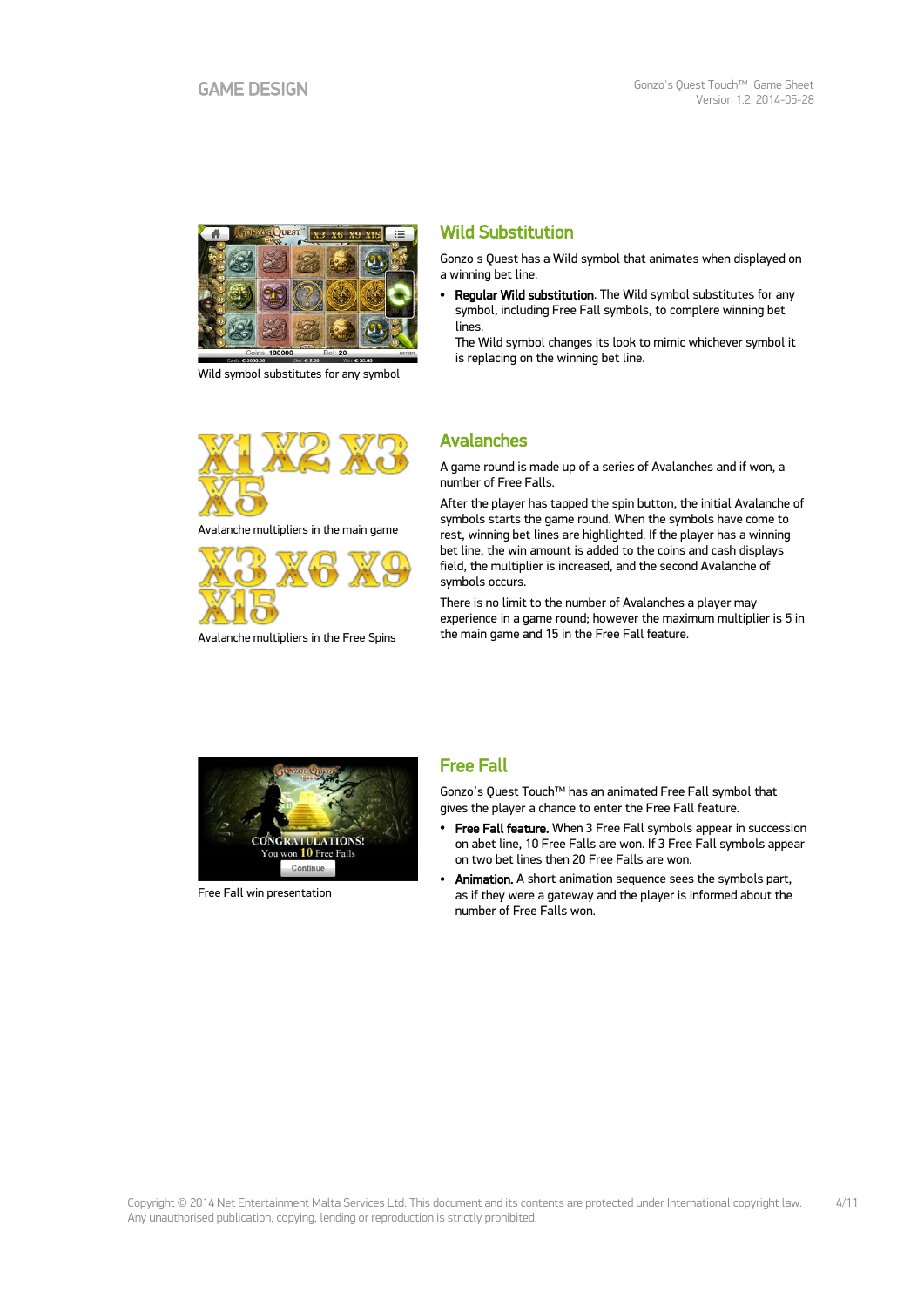Wild symbol substitutes for any symbol

## Wild Substitution

Gonzo's Quest has a Wild symbol that animates when displayed on a winning bet line.

- **Regular Wild substitution**. The Wild symbol substitutes for any symbol, including Free Fall symbols, to complete winning bet lines.
  The Wild symbol changes its look to mimic whichever symbol it is replacing on the winning bet line.

Avalanche multipliers in the main game

Avalanche multipliers in the Free Spins

## Avalanches

A game round is made up of a series of Avalanches and if won, a number of Free Falls.

After the player has tapped the spin button, the initial Avalanche of symbols starts the game round. When the symbols have come to rest, winning bet lines are highlighted. If the player has a winning bet line, the win amount is added to the coins and cash displays field, the multiplier is increased, and the second Avalanche of symbols occurs.

There is no limit to the number of Avalanches a player may experience in a game round; however the maximum multiplier is 5 in the main game and 15 in the Free Fall feature.

Free Fall win presentation

## Free Fall

Gonzo's Quest Touch™ has an animated Free Fall symbol that gives the player a chance to enter the Free Fall feature.

- **Free Fall feature.** When 3 Free Fall symbols appear in succession on abet line, 10 Free Falls are won. If 3 Free Fall symbols appear on two bet lines then 20 Free Falls are won.
- **Animation.** A short animation sequence sees the symbols part, as if they were a gateway and the player is informed about the number of Free Falls won.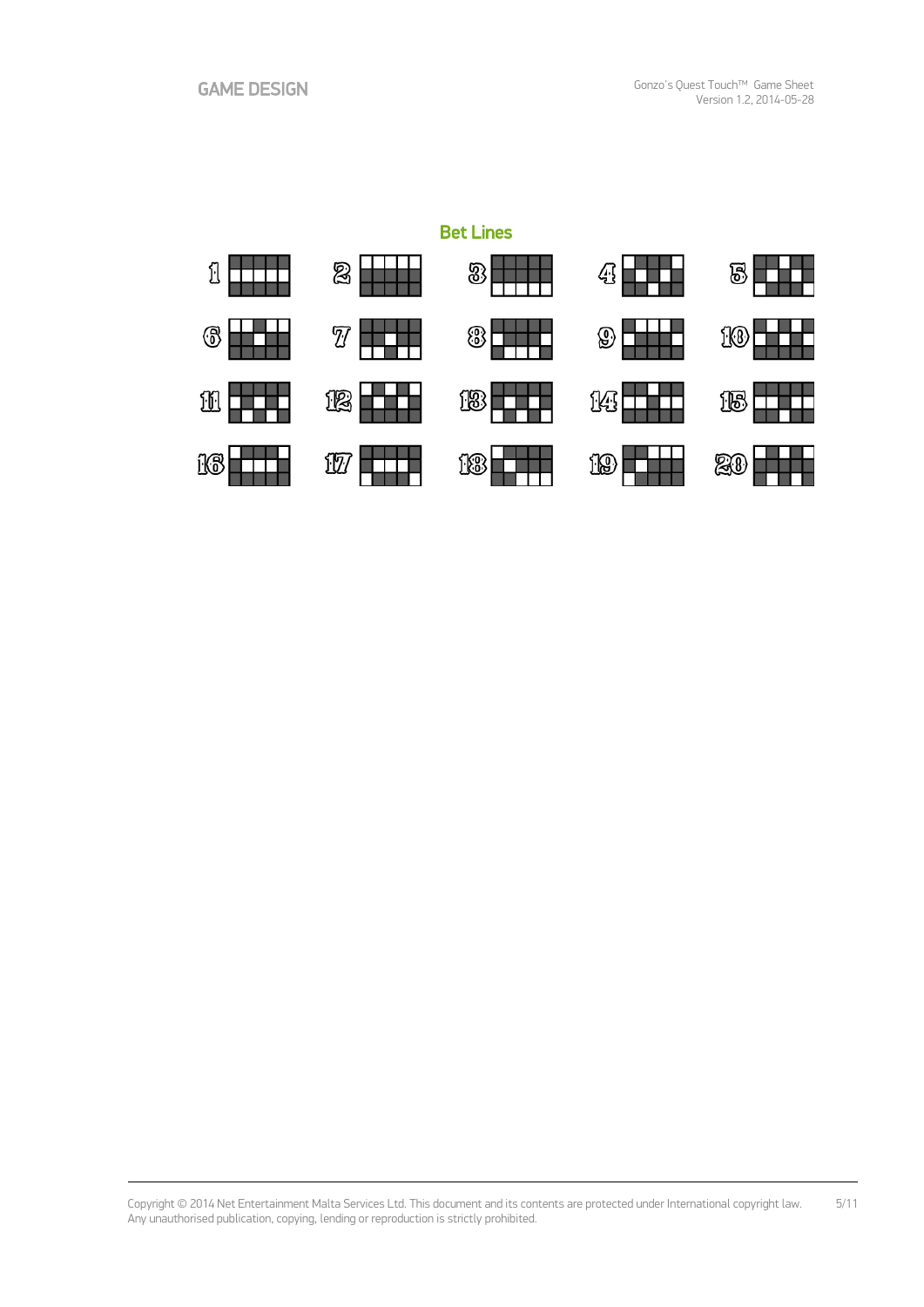## Bet Lines

1 2 3 4 5

6 7 8 9 10

11 12 13 14 15

16 17 18 19 20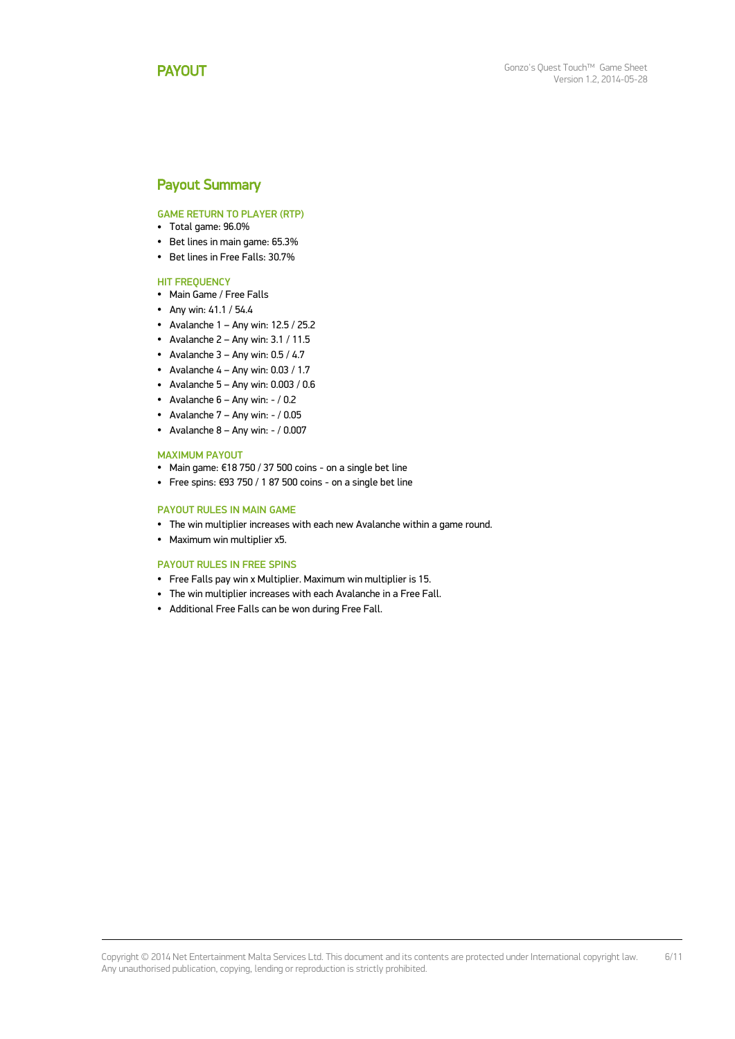# PAYOUT

## Payout Summary

### GAME RETURN TO PLAYER (RTP)

- Total game: 96.0%
- Bet lines in main game: 65.3%
- Bet lines in Free Falls: 30.7%

### HIT FREQUENCY

- Main Game / Free Falls
- Any win: 41.1 / 54.4
- Avalanche 1 – Any win: 12.5 / 25.2
- Avalanche 2 – Any win: 3.1 / 11.5
- Avalanche 3 – Any win: 0.5 / 4.7
- Avalanche 4 – Any win: 0.03 / 1.7
- Avalanche 5 – Any win: 0.003 / 0.6
- Avalanche 6 – Any win: - / 0.2
- Avalanche 7 – Any win: - / 0.05
- Avalanche 8 – Any win: - / 0.007

### MAXIMUM PAYOUT

- Main game: €18 750 / 37 500 coins - on a single bet line
- Free spins: €93 750 / 1 87 500 coins - on a single bet line

### PAYOUT RULES IN MAIN GAME

- The win multiplier increases with each new Avalanche within a game round.
- Maximum win multiplier x5.

### PAYOUT RULES IN FREE SPINS

- Free Falls pay win x Multiplier. Maximum win multiplier is 15.
- The win multiplier increases with each Avalanche in a Free Fall.
- Additional Free Falls can be won during Free Fall.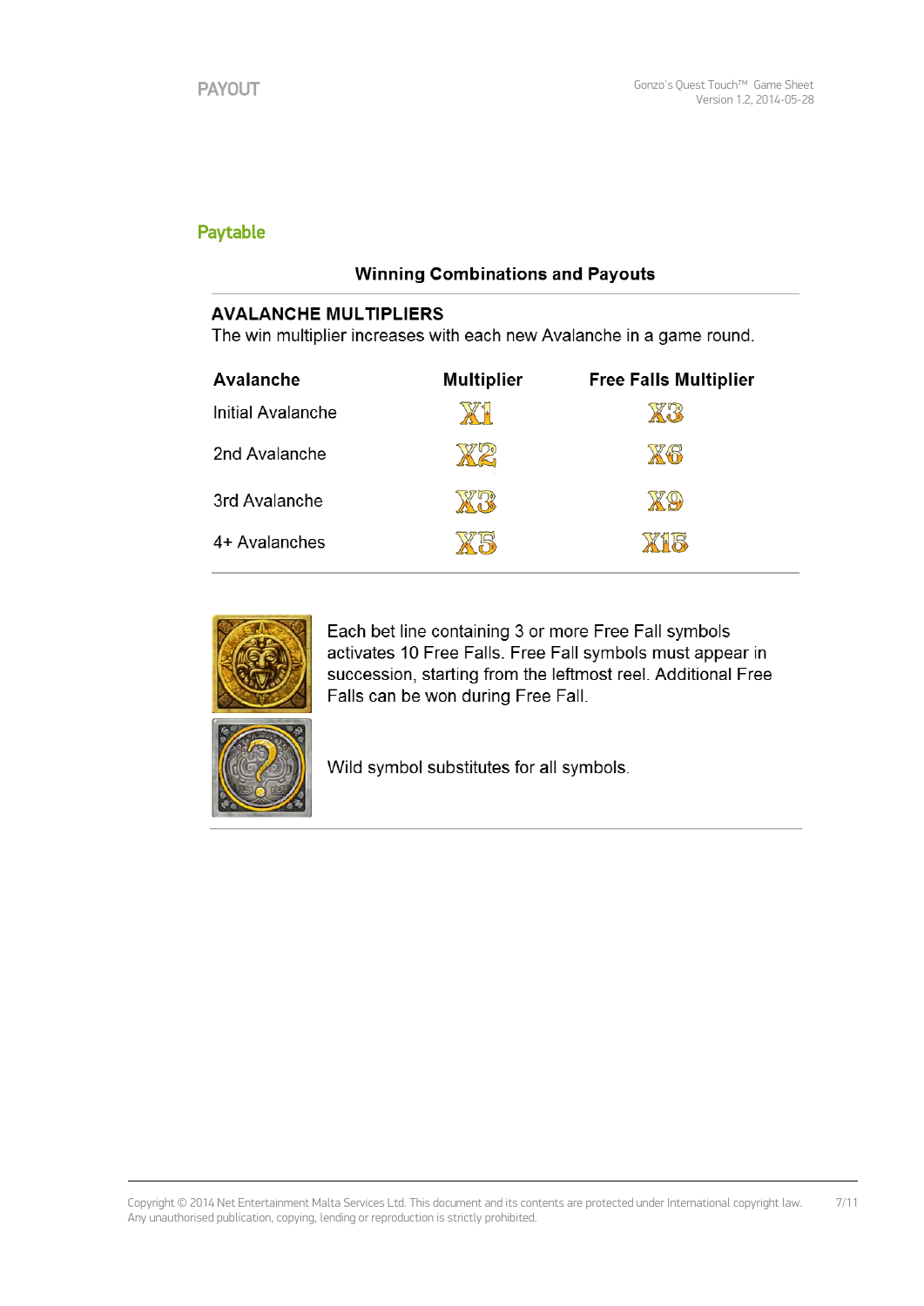## PAYOUT

### Paytable

**Winning Combinations and Payouts**

**AVALANCHE MULTIPLIERS**

The win multiplier increases with each new Avalanche in a game round.

| Avalanche | Multiplier | Free Falls Multiplier |
|---|---|---|
| Initial Avalanche | X1 | X3 |
| 2nd Avalanche | X2 | X6 |
| 3rd Avalanche | X3 | X9 |
| 4+ Avalanches | X5 | X15 |

Each bet line containing 3 or more Free Fall symbols activates 10 Free Falls. Free Fall symbols must appear in succession, starting from the leftmost reel. Additional Free Falls can be won during Free Fall.

Wild symbol substitutes for all symbols.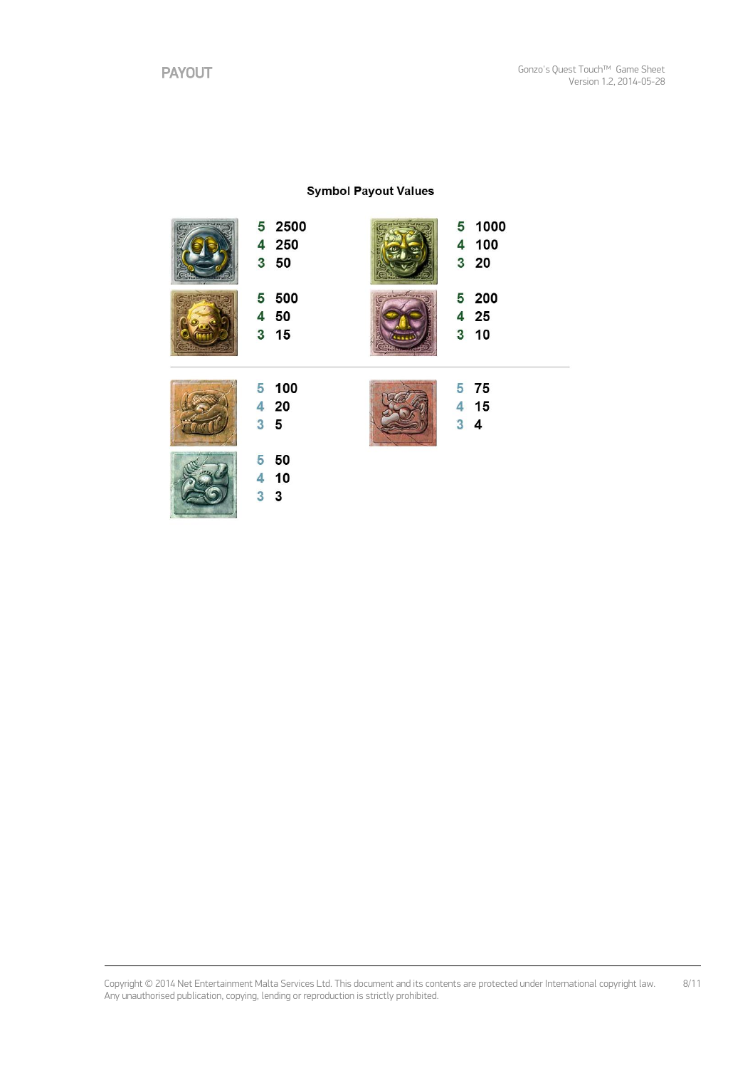# PAYOUT

## Symbol Payout Values

5 2500
4 250
3 50

5 1000
4 100
3 20

5 500
4 50
3 15

5 200
4 25
3 10

5 100
4 20
3 5

5 75
4 15
3 4

5 50
4 10
3 3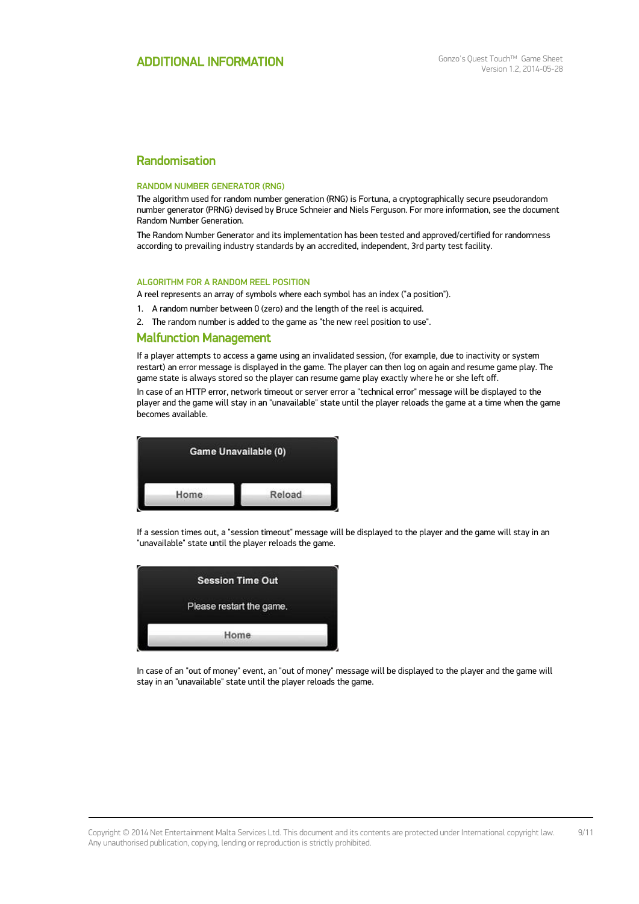# ADDITIONAL INFORMATION

## Randomisation

### RANDOM NUMBER GENERATOR (RNG)

The algorithm used for random number generation (RNG) is Fortuna, a cryptographically secure pseudorandom number generator (PRNG) devised by Bruce Schneier and Niels Ferguson. For more information, see the document Random Number Generation.

The Random Number Generator and its implementation has been tested and approved/certified for randomness according to prevailing industry standards by an accredited, independent, 3rd party test facility.

### ALGORITHM FOR A RANDOM REEL POSITION

A reel represents an array of symbols where each symbol has an index ("a position").

1. A random number between 0 (zero) and the length of the reel is acquired.
2. The random number is added to the game as "the new reel position to use".

## Malfunction Management

If a player attempts to access a game using an invalidated session, (for example, due to inactivity or system restart) an error message is displayed in the game. The player can then log on again and resume game play. The game state is always stored so the player can resume game play exactly where he or she left off.

In case of an HTTP error, network timeout or server error a "technical error" message will be displayed to the player and the game will stay in an "unavailable" state until the player reloads the game at a time when the game becomes available.

Game Unavailable (0)

Home | Reload

If a session times out, a "session timeout" message will be displayed to the player and the game will stay in an "unavailable" state until the player reloads the game.

Session Time Out

Please restart the game.

Home

In case of an "out of money" event, an "out of money" message will be displayed to the player and the game will stay in an "unavailable" state until the player reloads the game.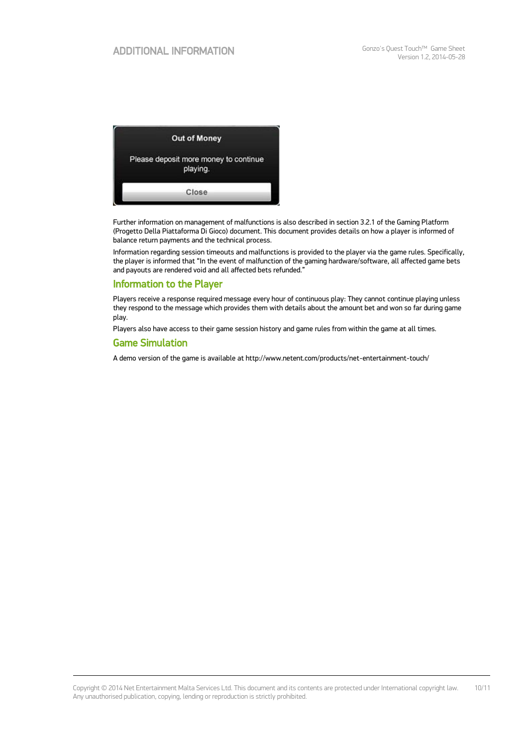**Out of Money**

Please deposit more money to continue playing.

Close

Further information on management of malfunctions is also described in section 3.2.1 of the Gaming Platform (Progetto Della Piattaforma Di Gioco) document. This document provides details on how a player is informed of balance return payments and the technical process.

Information regarding session timeouts and malfunctions is provided to the player via the game rules. Specifically, the player is informed that "In the event of malfunction of the gaming hardware/software, all affected game bets and payouts are rendered void and all affected bets refunded."

## Information to the Player

Players receive a response required message every hour of continuous play: They cannot continue playing unless they respond to the message which provides them with details about the amount bet and won so far during game play.

Players also have access to their game session history and game rules from within the game at all times.

## Game Simulation

A demo version of the game is available at http://www.netent.com/products/net-entertainment-touch/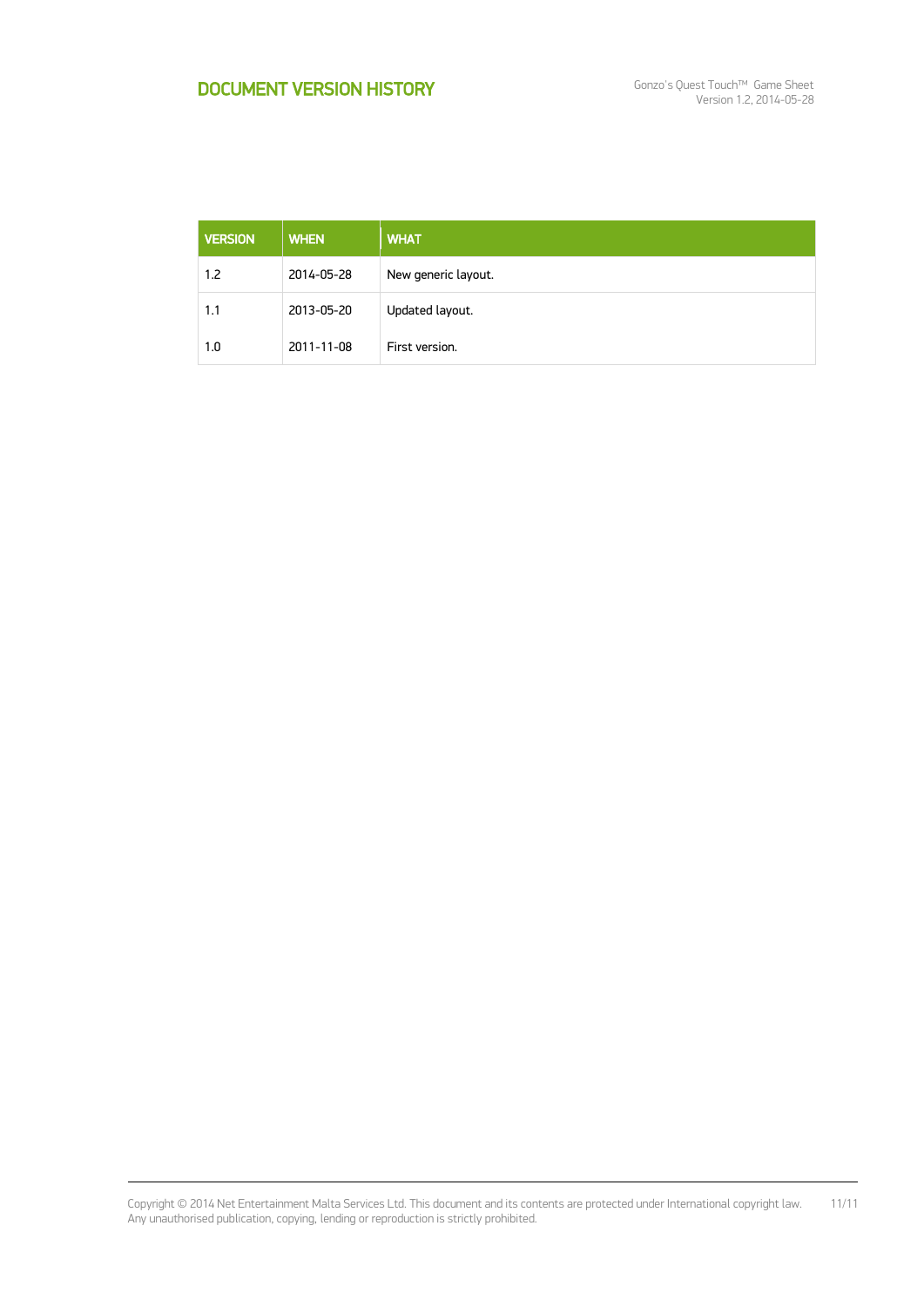# DOCUMENT VERSION HISTORY

| VERSION | WHEN | WHAT |
|---|---|---|
| 1.2 | 2014-05-28 | New generic layout. |
| 1.1 | 2013-05-20 | Updated layout. |
| 1.0 | 2011-11-08 | First version. |